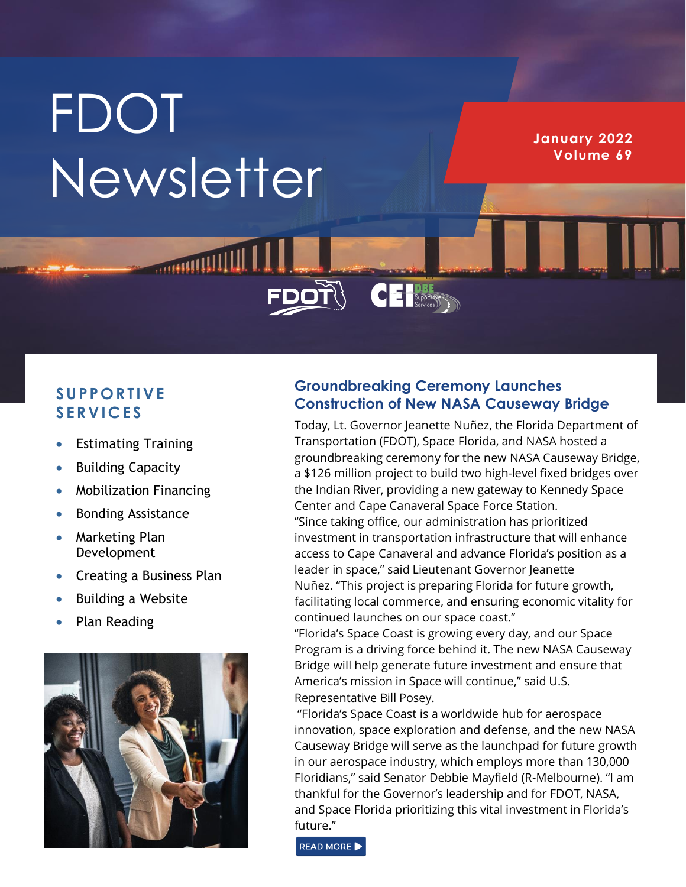# FDOT Newsletter

**January 2022**
**Volume 69**

## SUPPORTIVE SERVICES

- Estimating Training
- Building Capacity
- Mobilization Financing
- Bonding Assistance
- Marketing Plan Development
- Creating a Business Plan
- Building a Website
- Plan Reading

## Groundbreaking Ceremony Launches Construction of New NASA Causeway Bridge

Today, Lt. Governor Jeanette Nuñez, the Florida Department of Transportation (FDOT), Space Florida, and NASA hosted a groundbreaking ceremony for the new NASA Causeway Bridge, a $126 million project to build two high-level fixed bridges over the Indian River, providing a new gateway to Kennedy Space Center and Cape Canaveral Space Force Station.

"Since taking office, our administration has prioritized investment in transportation infrastructure that will enhance access to Cape Canaveral and advance Florida's position as a leader in space," said Lieutenant Governor Jeanette Nuñez. "This project is preparing Florida for future growth, facilitating local commerce, and ensuring economic vitality for continued launches on our space coast."

"Florida's Space Coast is growing every day, and our Space Program is a driving force behind it. The new NASA Causeway Bridge will help generate future investment and ensure that America's mission in Space will continue," said U.S. Representative Bill Posey.

"Florida's Space Coast is a worldwide hub for aerospace innovation, space exploration and defense, and the new NASA Causeway Bridge will serve as the launchpad for future growth in our aerospace industry, which employs more than 130,000 Floridians," said Senator Debbie Mayfield (R-Melbourne). "I am thankful for the Governor's leadership and for FDOT, NASA, and Space Florida prioritizing this vital investment in Florida's future."

READ MORE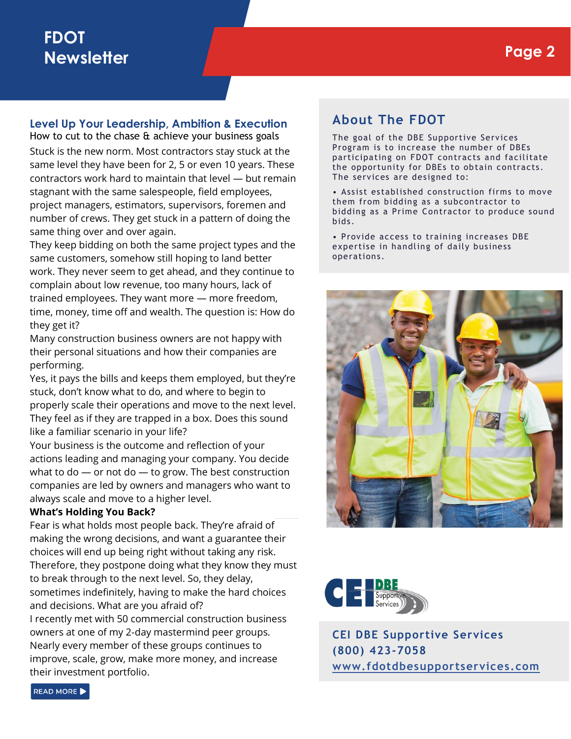## Level Up Your Leadership, Ambition & Execution

How to cut to the chase & achieve your business goals

Stuck is the new norm. Most contractors stay stuck at the same level they have been for 2, 5 or even 10 years. These contractors work hard to maintain that level — but remain stagnant with the same salespeople, field employees, project managers, estimators, supervisors, foremen and number of crews. They get stuck in a pattern of doing the same thing over and over again.

They keep bidding on both the same project types and the same customers, somehow still hoping to land better work. They never seem to get ahead, and they continue to complain about low revenue, too many hours, lack of trained employees. They want more — more freedom, time, money, time off and wealth. The question is: How do they get it?

Many construction business owners are not happy with their personal situations and how their companies are performing.

Yes, it pays the bills and keeps them employed, but they're stuck, don't know what to do, and where to begin to properly scale their operations and move to the next level. They feel as if they are trapped in a box. Does this sound like a familiar scenario in your life?

Your business is the outcome and reflection of your actions leading and managing your company. You decide what to do — or not do — to grow. The best construction companies are led by owners and managers who want to always scale and move to a higher level.

**What's Holding You Back?**

Fear is what holds most people back. They're afraid of making the wrong decisions, and want a guarantee their choices will end up being right without taking any risk. Therefore, they postpone doing what they know they must to break through to the next level. So, they delay, sometimes indefinitely, having to make the hard choices and decisions. What are you afraid of?

I recently met with 50 commercial construction business owners at one of my 2-day mastermind peer groups. Nearly every member of these groups continues to improve, scale, grow, make more money, and increase their investment portfolio.

READ MORE ▶

## About The FDOT

The goal of the DBE Supportive Services Program is to increase the number of DBEs participating on FDOT contracts and facilitate the opportunity for DBEs to obtain contracts. The services are designed to:

- Assist established construction firms to move them from bidding as a subcontractor to bidding as a Prime Contractor to produce sound bids.
- Provide access to training increases DBE expertise in handling of daily business operations.

CEI DBE Supportive Services
(800) 423-7058
www.fdotdbesupportservices.com